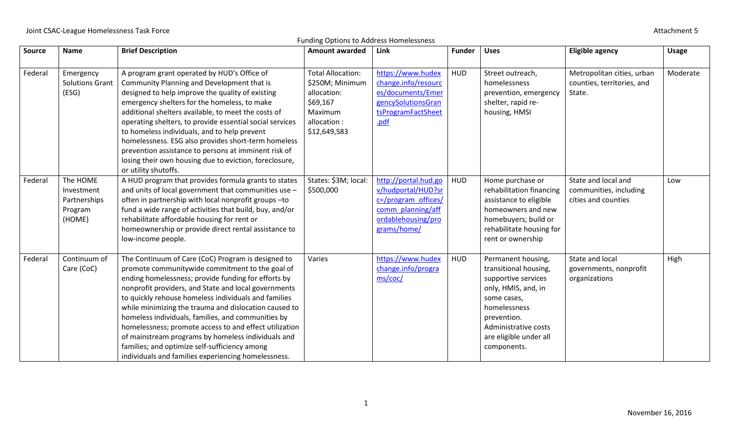Funding Options to Address Homelessness

| Source | Name | Brief Description | Amount awarded | Link | Funder | Uses | Eligible agency | Usage |
|---|---|---|---|---|---|---|---|---|
| Federal | Emergency Solutions Grant (ESG) | A program grant operated by HUD's Office of Community Planning and Development that is designed to help improve the quality of existing emergency shelters for the homeless, to make additional shelters available, to meet the costs of operating shelters, to provide essential social services to homeless individuals, and to help prevent homelessness. ESG also provides short-term homeless prevention assistance to persons at imminent risk of losing their own housing due to eviction, foreclosure, or utility shutoffs. | Total Allocation: \$250M; Minimum allocation: \$69,167 Maximum allocation : \$12,649,583 | https://www.hudexchange.info/resources/documents/EmergencySolutionsGrantsProgramFactSheet.pdf | HUD | Street outreach, homelessness prevention, emergency shelter, rapid re-housing, HMSI | Metropolitan cities, urban counties, territories, and State. | Moderate |
| Federal | The HOME Investment Partnerships Program (HOME) | A HUD program that provides formula grants to states and units of local government that communities use – often in partnership with local nonprofit groups –to fund a wide range of activities that build, buy, and/or rehabilitate affordable housing for rent or homeownership or provide direct rental assistance to low-income people. | States: \$3M; local: \$500,000 | http://portal.hud.gov/hudportal/HUD?src=/program_offices/comm_planning/affordablehousing/programs/home/ | HUD | Home purchase or rehabilitation financing assistance to eligible homeowners and new homebuyers; build or rehabilitate housing for rent or ownership | State and local and communities, including cities and counties | Low |
| Federal | Continuum of Care (CoC) | The Continuum of Care (CoC) Program is designed to promote communitywide commitment to the goal of ending homelessness; provide funding for efforts by nonprofit providers, and State and local governments to quickly rehouse homeless individuals and families while minimizing the trauma and dislocation caused to homeless individuals, families, and communities by homelessness; promote access to and effect utilization of mainstream programs by homeless individuals and families; and optimize self-sufficiency among individuals and families experiencing homelessness. | Varies | https://www.hudexchange.info/programs/coc/ | HUD | Permanent housing, transitional housing, supportive services only, HMIS, and, in some cases, homelessness prevention. Administrative costs are eligible under all components. | State and local governments, nonprofit organizations | High |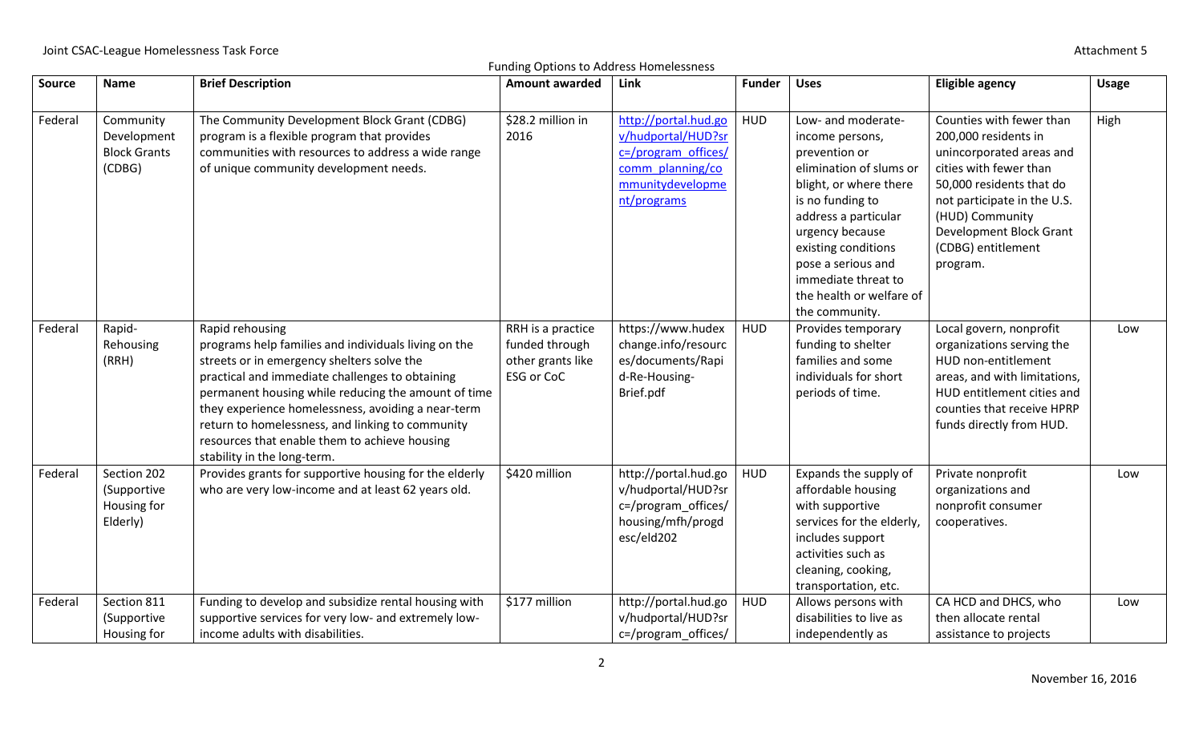Funding Options to Address Homelessness

| Source | Name | Brief Description | Amount awarded | Link | Funder | Uses | Eligible agency | Usage |
|---|---|---|---|---|---|---|---|---|
| Federal | Community Development Block Grants (CDBG) | The Community Development Block Grant (CDBG) program is a flexible program that provides communities with resources to address a wide range of unique community development needs. | $28.2 million in 2016 | http://portal.hud.gov/hudportal/HUD?src=/program_offices/comm_planning/communitydevelopment/programs | HUD | Low- and moderate-income persons, prevention or elimination of slums or blight, or where there is no funding to address a particular urgency because existing conditions pose a serious and immediate threat to the health or welfare of the community. | Counties with fewer than 200,000 residents in unincorporated areas and cities with fewer than 50,000 residents that do not participate in the U.S. (HUD) Community Development Block Grant (CDBG) entitlement program. | High |
| Federal | Rapid-Rehousing (RRH) | Rapid rehousing programs help families and individuals living on the streets or in emergency shelters solve the practical and immediate challenges to obtaining permanent housing while reducing the amount of time they experience homelessness, avoiding a near-term return to homelessness, and linking to community resources that enable them to achieve housing stability in the long-term. | RRH is a practice funded through other grants like ESG or CoC | https://www.hudexchange.info/resources/documents/Rapid-Re-Housing-Brief.pdf | HUD | Provides temporary funding to shelter families and some individuals for short periods of time. | Local govern, nonprofit organizations serving the HUD non-entitlement areas, and with limitations, HUD entitlement cities and counties that receive HPRP funds directly from HUD. | Low |
| Federal | Section 202 (Supportive Housing for Elderly) | Provides grants for supportive housing for the elderly who are very low-income and at least 62 years old. | $420 million | http://portal.hud.gov/hudportal/HUD?src=/program_offices/housing/mfh/progdesc/eld202 | HUD | Expands the supply of affordable housing with supportive services for the elderly, includes support activities such as cleaning, cooking, transportation, etc. | Private nonprofit organizations and nonprofit consumer cooperatives. | Low |
| Federal | Section 811 (Supportive Housing for | Funding to develop and subsidize rental housing with supportive services for very low- and extremely low-income adults with disabilities. | $177 million | http://portal.hud.gov/hudportal/HUD?src=/program_offices/ | HUD | Allows persons with disabilities to live as independently as | CA HCD and DHCS, who then allocate rental assistance to projects | Low |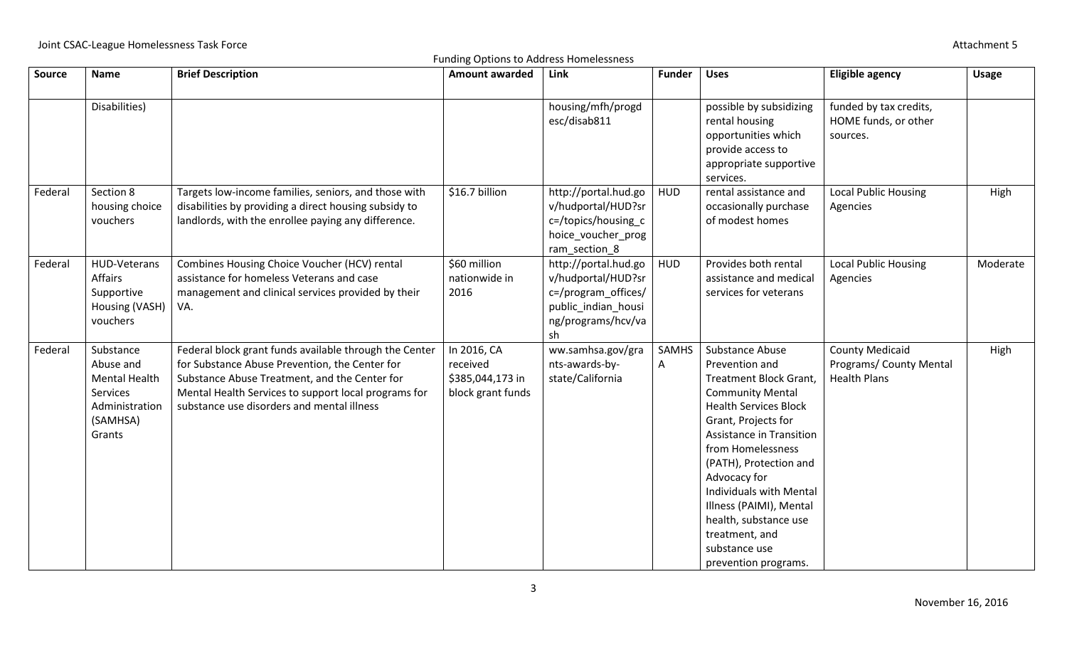Funding Options to Address Homelessness

| Source | Name | Brief Description | Amount awarded | Link | Funder | Uses | Eligible agency | Usage |
|---|---|---|---|---|---|---|---|---|
| | Disabilities) | | | housing/mfh/progdesc/disab811 | | possible by subsidizing rental housing opportunities which provide access to appropriate supportive services. | funded by tax credits, HOME funds, or other sources. | |
| Federal | Section 8 housing choice vouchers | Targets low-income families, seniors, and those with disabilities by providing a direct housing subsidy to landlords, with the enrollee paying any difference. | $16.7 billion | http://portal.hud.gov/hudportal/HUD?src=/topics/housing_choice_voucher_program_section_8 | HUD | rental assistance and occasionally purchase of modest homes | Local Public Housing Agencies | High |
| Federal | HUD-Veterans Affairs Supportive Housing (VASH) vouchers | Combines Housing Choice Voucher (HCV) rental assistance for homeless Veterans and case management and clinical services provided by their VA. | $60 million nationwide in 2016 | http://portal.hud.gov/hudportal/HUD?src=/program_offices/public_indian_housing/programs/hcv/vash | HUD | Provides both rental assistance and medical services for veterans | Local Public Housing Agencies | Moderate |
| Federal | Substance Abuse and Mental Health Services Administration (SAMHSA) Grants | Federal block grant funds available through the Center for Substance Abuse Prevention, the Center for Substance Abuse Treatment, and the Center for Mental Health Services to support local programs for substance use disorders and mental illness | In 2016, CA received $385,044,173 in block grant funds | ww.samhsa.gov/grants-awards-by-state/California | SAMHSA | Substance Abuse Prevention and Treatment Block Grant, Community Mental Health Services Block Grant, Projects for Assistance in Transition from Homelessness (PATH), Protection and Advocacy for Individuals with Mental Illness (PAIMI), Mental health, substance use treatment, and substance use prevention programs. | County Medicaid Programs/ County Mental Health Plans | High |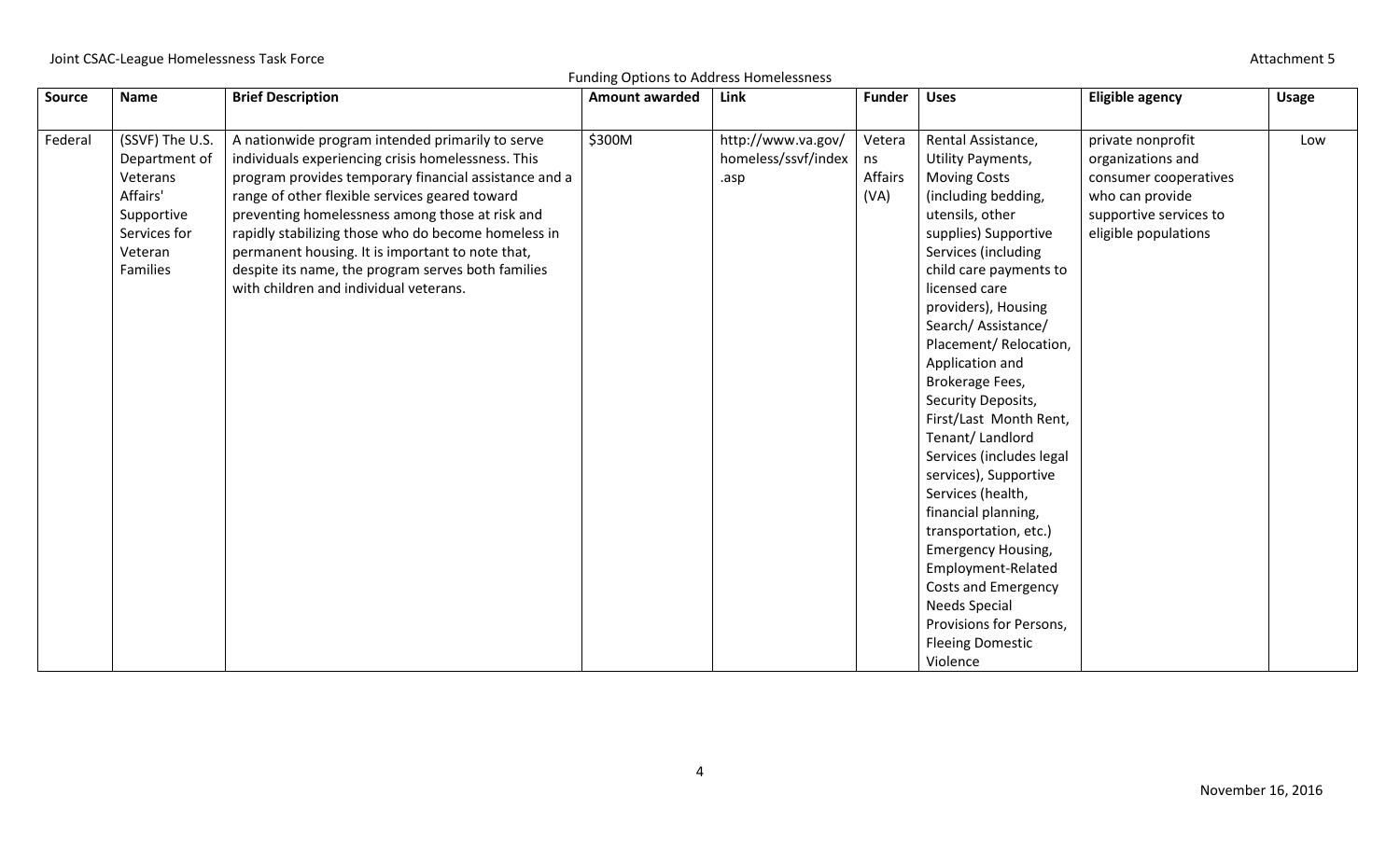| Source | Name | Brief Description | Amount awarded | Link | Funder | Uses | Eligible agency | Usage |
|---|---|---|---|---|---|---|---|---|
| Federal | (SSVF) The U.S. Department of Veterans Affairs' Supportive Services for Veteran Families | A nationwide program intended primarily to serve individuals experiencing crisis homelessness. This program provides temporary financial assistance and a range of other flexible services geared toward preventing homelessness among those at risk and rapidly stabilizing those who do become homeless in permanent housing. It is important to note that, despite its name, the program serves both families with children and individual veterans. | $300M | http://www.va.gov/homeless/ssvf/index.asp | Veterans Affairs (VA) | Rental Assistance, Utility Payments, Moving Costs (including bedding, utensils, other supplies) Supportive Services (including child care payments to licensed care providers), Housing Search/ Assistance/ Placement/ Relocation, Application and Brokerage Fees, Security Deposits, First/Last Month Rent, Tenant/ Landlord Services (includes legal services), Supportive Services (health, financial planning, transportation, etc.) Emergency Housing, Employment-Related Costs and Emergency Needs Special Provisions for Persons, Fleeing Domestic Violence | private nonprofit organizations and consumer cooperatives who can provide supportive services to eligible populations | Low |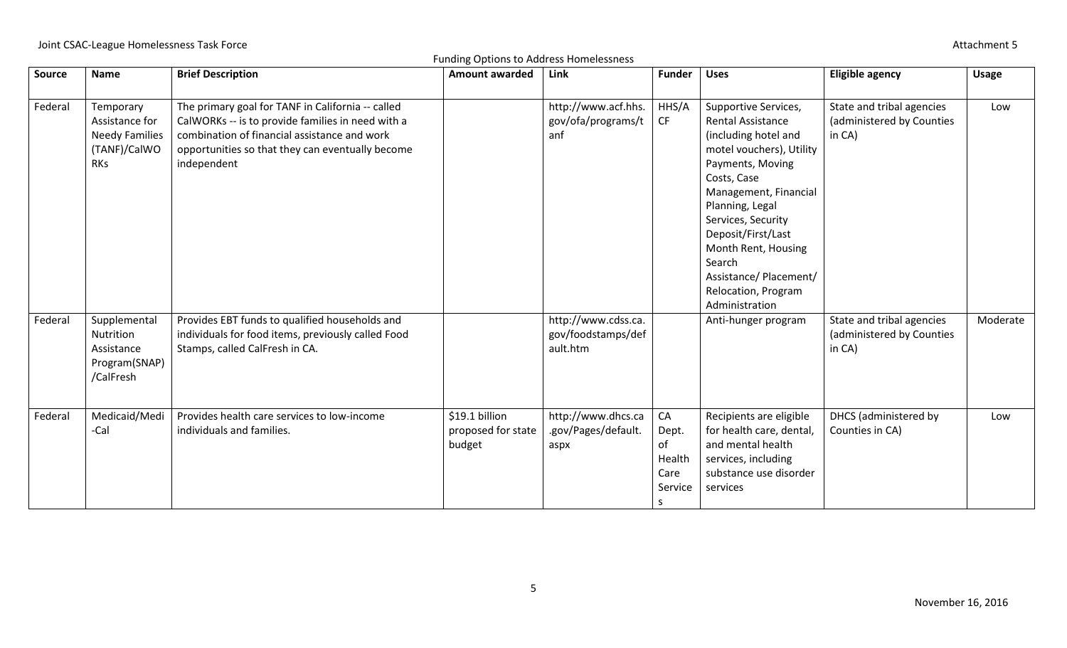Funding Options to Address Homelessness

| Source | Name | Brief Description | Amount awarded | Link | Funder | Uses | Eligible agency | Usage |
|---|---|---|---|---|---|---|---|---|
| Federal | Temporary Assistance for Needy Families (TANF)/CalWORKs | The primary goal for TANF in California -- called CalWORKs -- is to provide families in need with a combination of financial assistance and work opportunities so that they can eventually become independent | | http://www.acf.hhs.gov/ofa/programs/tanf | HHS/ACF | Supportive Services, Rental Assistance (including hotel and motel vouchers), Utility Payments, Moving Costs, Case Management, Financial Planning, Legal Services, Security Deposit/First/Last Month Rent, Housing Search Assistance/ Placement/ Relocation, Program Administration | State and tribal agencies (administered by Counties in CA) | Low |
| Federal | Supplemental Nutrition Assistance Program(SNAP)/CalFresh | Provides EBT funds to qualified households and individuals for food items, previously called Food Stamps, called CalFresh in CA. | | http://www.cdss.ca.gov/foodstamps/default.htm | | Anti-hunger program | State and tribal agencies (administered by Counties in CA) | Moderate |
| Federal | Medicaid/Medi-Cal | Provides health care services to low-income individuals and families. | $19.1 billion proposed for state budget | http://www.dhcs.ca.gov/Pages/default.aspx | CA Dept. of Health Care Services | Recipients are eligible for health care, dental, and mental health services, including substance use disorder services | DHCS (administered by Counties in CA) | Low |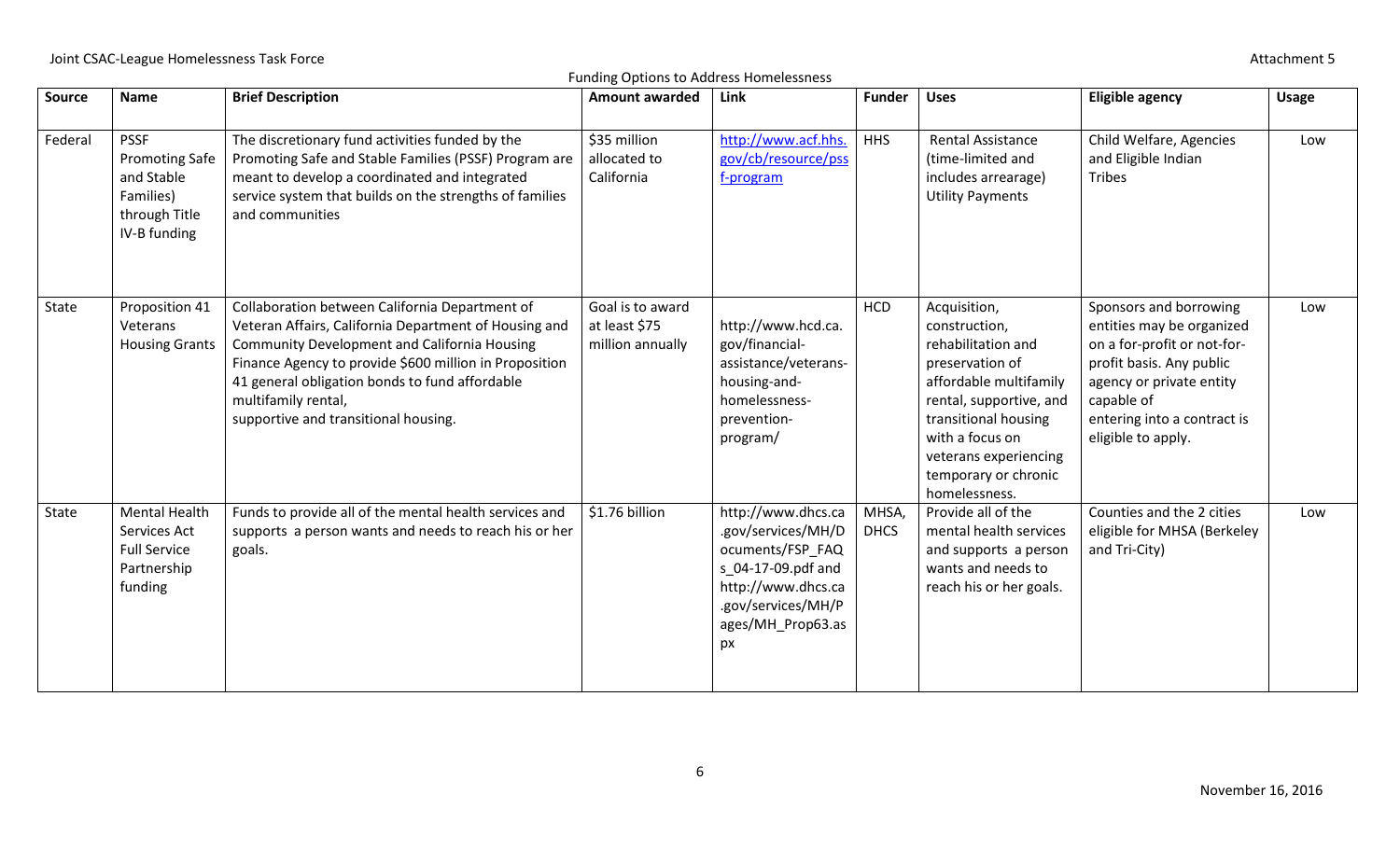Funding Options to Address Homelessness

| Source | Name | Brief Description | Amount awarded | Link | Funder | Uses | Eligible agency | Usage |
|---|---|---|---|---|---|---|---|---|
| Federal | PSSF Promoting Safe and Stable Families) through Title IV-B funding | The discretionary fund activities funded by the Promoting Safe and Stable Families (PSSF) Program are meant to develop a coordinated and integrated service system that builds on the strengths of families and communities | $35 million allocated to California | http://www.acf.hhs.gov/cb/resource/pssf-program | HHS | Rental Assistance (time-limited and includes arrearage) Utility Payments | Child Welfare, Agencies and Eligible Indian Tribes | Low |
| State | Proposition 41 Veterans Housing Grants | Collaboration between California Department of Veteran Affairs, California Department of Housing and Community Development and California Housing Finance Agency to provide $600 million in Proposition 41 general obligation bonds to fund affordable multifamily rental, supportive and transitional housing. | Goal is to award at least $75 million annually | http://www.hcd.ca.gov/financial-assistance/veterans-housing-and-homelessness-prevention-program/ | HCD | Acquisition, construction, rehabilitation and preservation of affordable multifamily rental, supportive, and transitional housing with a focus on veterans experiencing temporary or chronic homelessness. | Sponsors and borrowing entities may be organized on a for-profit or not-for-profit basis. Any public agency or private entity capable of entering into a contract is eligible to apply. | Low |
| State | Mental Health Services Act Full Service Partnership funding | Funds to provide all of the mental health services and supports a person wants and needs to reach his or her goals. | $1.76 billion | http://www.dhcs.ca.gov/services/MH/Documents/FSP_FAQs_04-17-09.pdf and http://www.dhcs.ca.gov/services/MH/Pages/MH_Prop63.aspx | MHSA, DHCS | Provide all of the mental health services and supports a person wants and needs to reach his or her goals. | Counties and the 2 cities eligible for MHSA (Berkeley and Tri-City) | Low |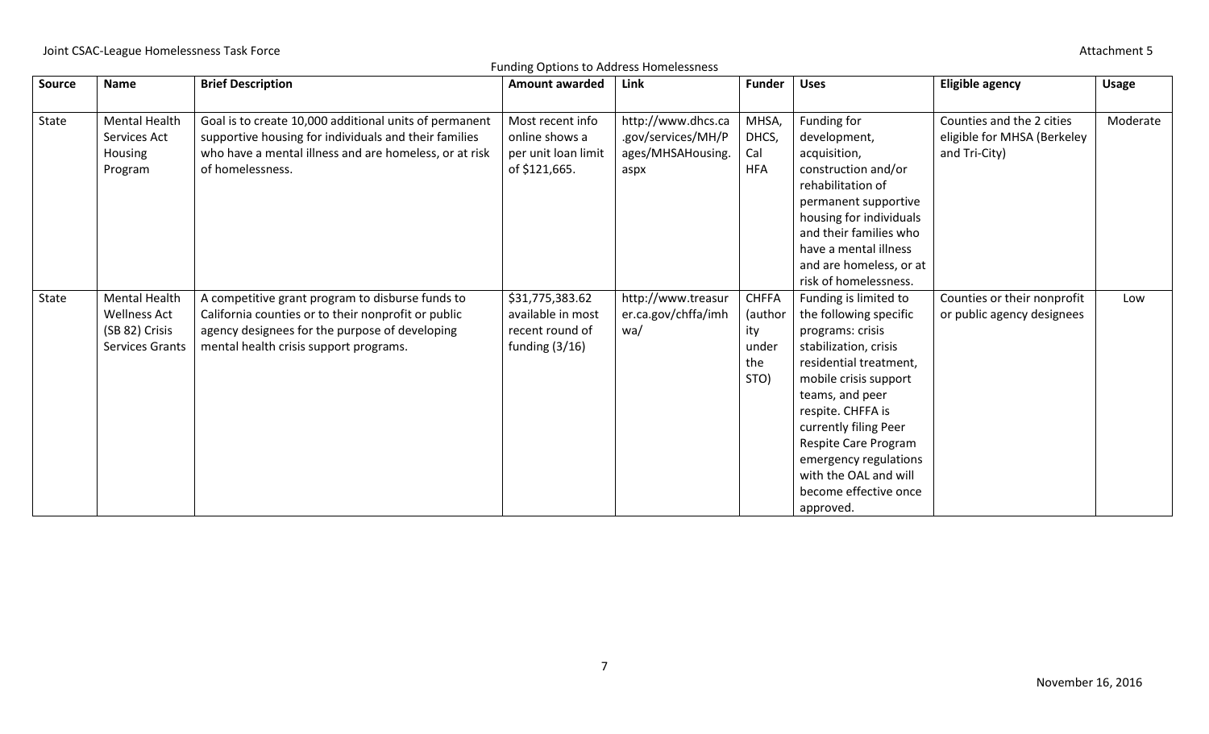Funding Options to Address Homelessness

| Source | Name | Brief Description | Amount awarded | Link | Funder | Uses | Eligible agency | Usage |
|---|---|---|---|---|---|---|---|---|
| State | Mental Health Services Act Housing Program | Goal is to create 10,000 additional units of permanent supportive housing for individuals and their families who have a mental illness and are homeless, or at risk of homelessness. | Most recent info online shows a per unit loan limit of $121,665. | http://www.dhcs.ca.gov/services/MH/Pages/MHSAHousing.aspx | MHSA, DHCS, Cal HFA | Funding for development, acquisition, construction and/or rehabilitation of permanent supportive housing for individuals and their families who have a mental illness and are homeless, or at risk of homelessness. | Counties and the 2 cities eligible for MHSA (Berkeley and Tri-City) | Moderate |
| State | Mental Health Wellness Act (SB 82) Crisis Services Grants | A competitive grant program to disburse funds to California counties or to their nonprofit or public agency designees for the purpose of developing mental health crisis support programs. | $31,775,383.62 available in most recent round of funding (3/16) | http://www.treasurer.ca.gov/chffa/imhwa/ | CHFFA (authority under the STO) | Funding is limited to the following specific programs: crisis stabilization, crisis residential treatment, mobile crisis support teams, and peer respite. CHFFA is currently filing Peer Respite Care Program emergency regulations with the OAL and will become effective once approved. | Counties or their nonprofit or public agency designees | Low |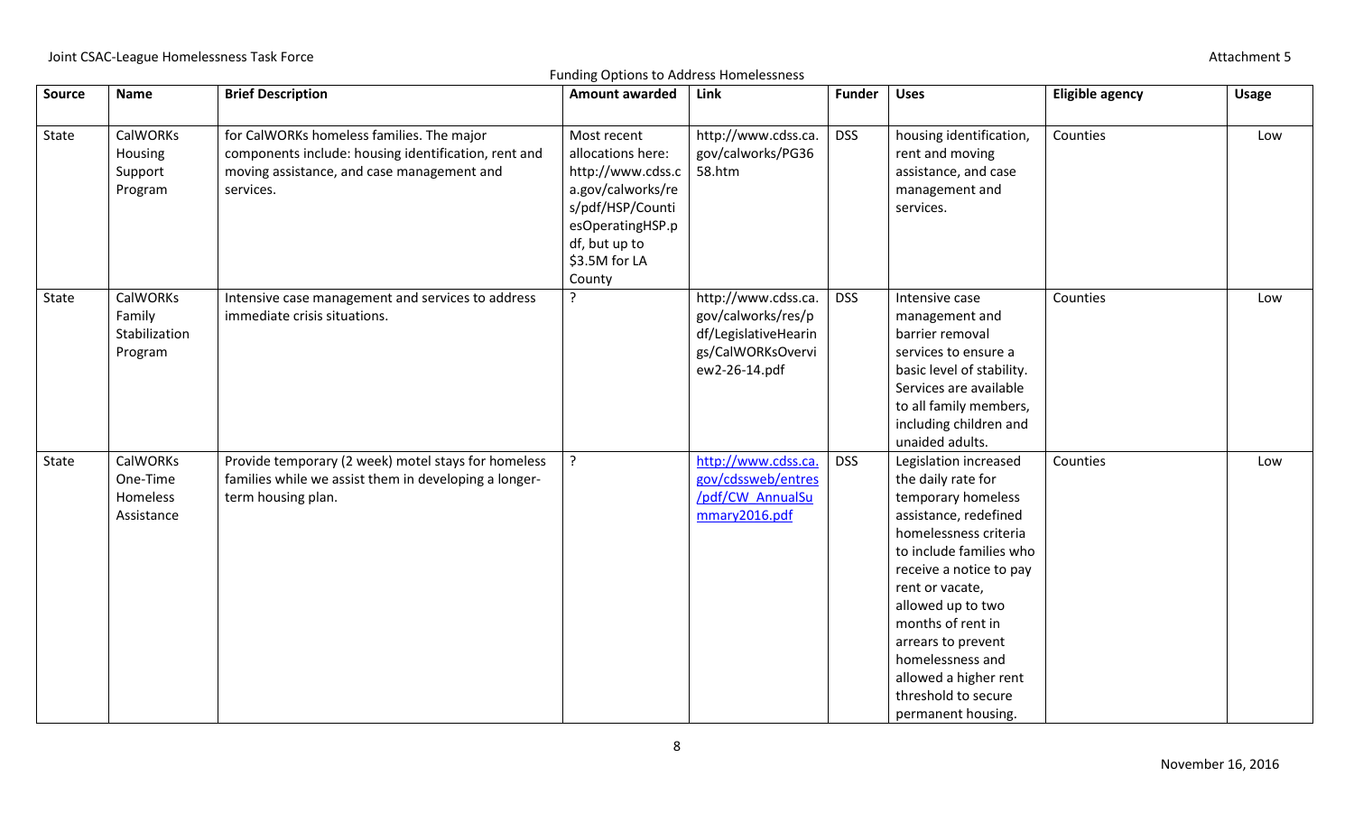Funding Options to Address Homelessness

| Source | Name | Brief Description | Amount awarded | Link | Funder | Uses | Eligible agency | Usage |
|---|---|---|---|---|---|---|---|---|
| State | CalWORKs Housing Support Program | for CalWORKs homeless families. The major components include: housing identification, rent and moving assistance, and case management and services. | Most recent allocations here: http://www.cdss.ca.gov/calworks/res/pdf/HSP/CountiesOperatingHSP.pdf, but up to $3.5M for LA County | http://www.cdss.ca.gov/calworks/PG3658.htm | DSS | housing identification, rent and moving assistance, and case management and services. | Counties | Low |
| State | CalWORKs Family Stabilization Program | Intensive case management and services to address immediate crisis situations. | ? | http://www.cdss.ca.gov/calworks/res/pdf/LegislativeHearings/CalWORKsOverview2-26-14.pdf | DSS | Intensive case management and barrier removal services to ensure a basic level of stability. Services are available to all family members, including children and unaided adults. | Counties | Low |
| State | CalWORKs One-Time Homeless Assistance | Provide temporary (2 week) motel stays for homeless families while we assist them in developing a longer-term housing plan. | ? | http://www.cdss.ca.gov/cdssweb/entres/pdf/CW_AnnualSummary2016.pdf | DSS | Legislation increased the daily rate for temporary homeless assistance, redefined homelessness criteria to include families who receive a notice to pay rent or vacate, allowed up to two months of rent in arrears to prevent homelessness and allowed a higher rent threshold to secure permanent housing. | Counties | Low |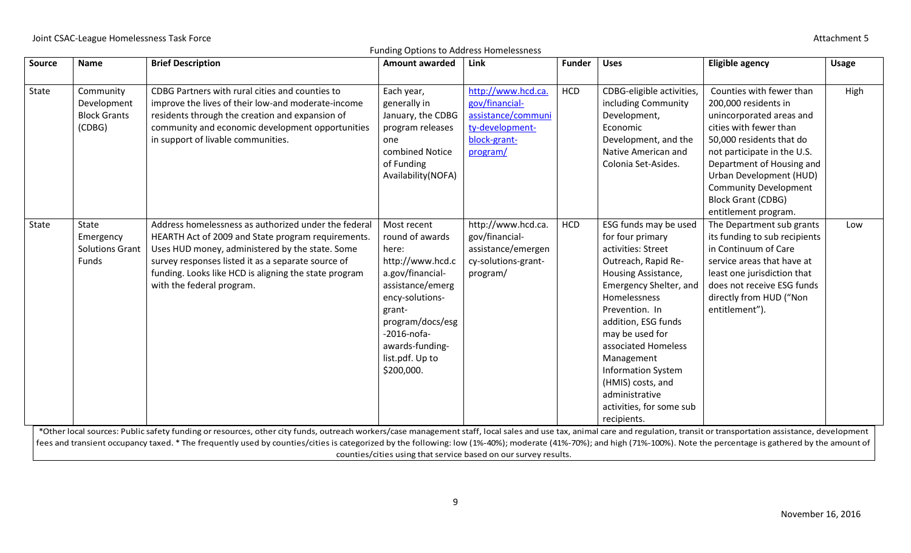Funding Options to Address Homelessness

| Source | Name | Brief Description | Amount awarded | Link | Funder | Uses | Eligible agency | Usage |
|---|---|---|---|---|---|---|---|---|
| State | Community Development Block Grants (CDBG) | CDBG Partners with rural cities and counties to improve the lives of their low-and moderate-income residents through the creation and expansion of community and economic development opportunities in support of livable communities. | Each year, generally in January, the CDBG program releases one combined Notice of Funding Availability(NOFA) | http://www.hcd.ca.gov/financial-assistance/community-development-block-grant-program/ | HCD | CDBG-eligible activities, including Community Development, Economic Development, and the Native American and Colonia Set-Asides. | Counties with fewer than 200,000 residents in unincorporated areas and cities with fewer than 50,000 residents that do not participate in the U.S. Department of Housing and Urban Development (HUD) Community Development Block Grant (CDBG) entitlement program. | High |
| State | State Emergency Solutions Grant Funds | Address homelessness as authorized under the federal HEARTH Act of 2009 and State program requirements. Uses HUD money, administered by the state. Some survey responses listed it as a separate source of funding. Looks like HCD is aligning the state program with the federal program. | Most recent round of awards here: http://www.hcd.ca.gov/financial-assistance/emergency-solutions-grant-program/docs/esg-2016-nofa-awards-funding-list.pdf. Up to $200,000. | http://www.hcd.ca.gov/financial-assistance/emergency-solutions-grant-program/ | HCD | ESG funds may be used for four primary activities: Street Outreach, Rapid Re-Housing Assistance, Emergency Shelter, and Homelessness Prevention. In addition, ESG funds may be used for associated Homeless Management Information System (HMIS) costs, and administrative activities, for some sub recipients. | The Department sub grants its funding to sub recipients in Continuum of Care service areas that have at least one jurisdiction that does not receive ESG funds directly from HUD ("Non entitlement"). | Low |

*Other local sources: Public safety funding or resources, other city funds, outreach workers/case management staff, local sales and use tax, animal care and regulation, transit or transportation assistance, development fees and transient occupancy taxed. * The frequently used by counties/cities is categorized by the following: low (1%-40%); moderate (41%-70%); and high (71%-100%). Note the percentage is gathered by the amount of counties/cities using that service based on our survey results.